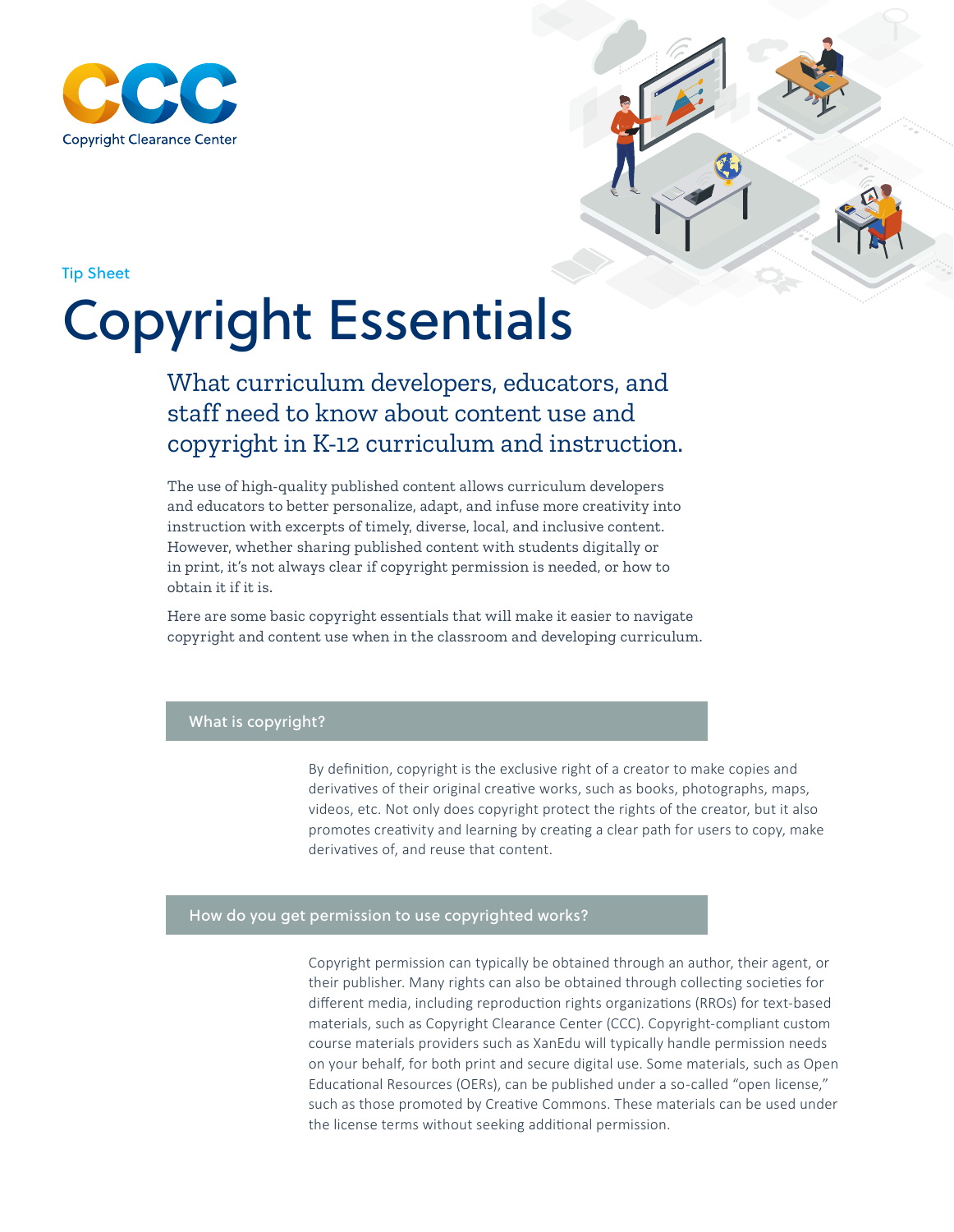Copyright Clearance Center

Tip Sheet

# Copyright Essentials

## What curriculum developers, educators, and staff need to know about content use and copyright in K-12 curriculum and instruction.

The use of high-quality published content allows curriculum developers and educators to better personalize, adapt, and infuse more creativity into instruction with excerpts of timely, diverse, local, and inclusive content. However, whether sharing published content with students digitally or in print, it's not always clear if copyright permission is needed, or how to obtain it if it is.

Here are some basic copyright essentials that will make it easier to navigate copyright and content use when in the classroom and developing curriculum.

### What is copyright?

By definition, copyright is the exclusive right of a creator to make copies and derivatives of their original creative works, such as books, photographs, maps, videos, etc. Not only does copyright protect the rights of the creator, but it also promotes creativity and learning by creating a clear path for users to copy, make derivatives of, and reuse that content.

### How do you get permission to use copyrighted works?

Copyright permission can typically be obtained through an author, their agent, or their publisher. Many rights can also be obtained through collecting societies for different media, including reproduction rights organizations (RROs) for text-based materials, such as Copyright Clearance Center (CCC). Copyright-compliant custom course materials providers such as XanEdu will typically handle permission needs on your behalf, for both print and secure digital use. Some materials, such as Open Educational Resources (OERs), can be published under a so-called "open license," such as those promoted by Creative Commons. These materials can be used under the license terms without seeking additional permission.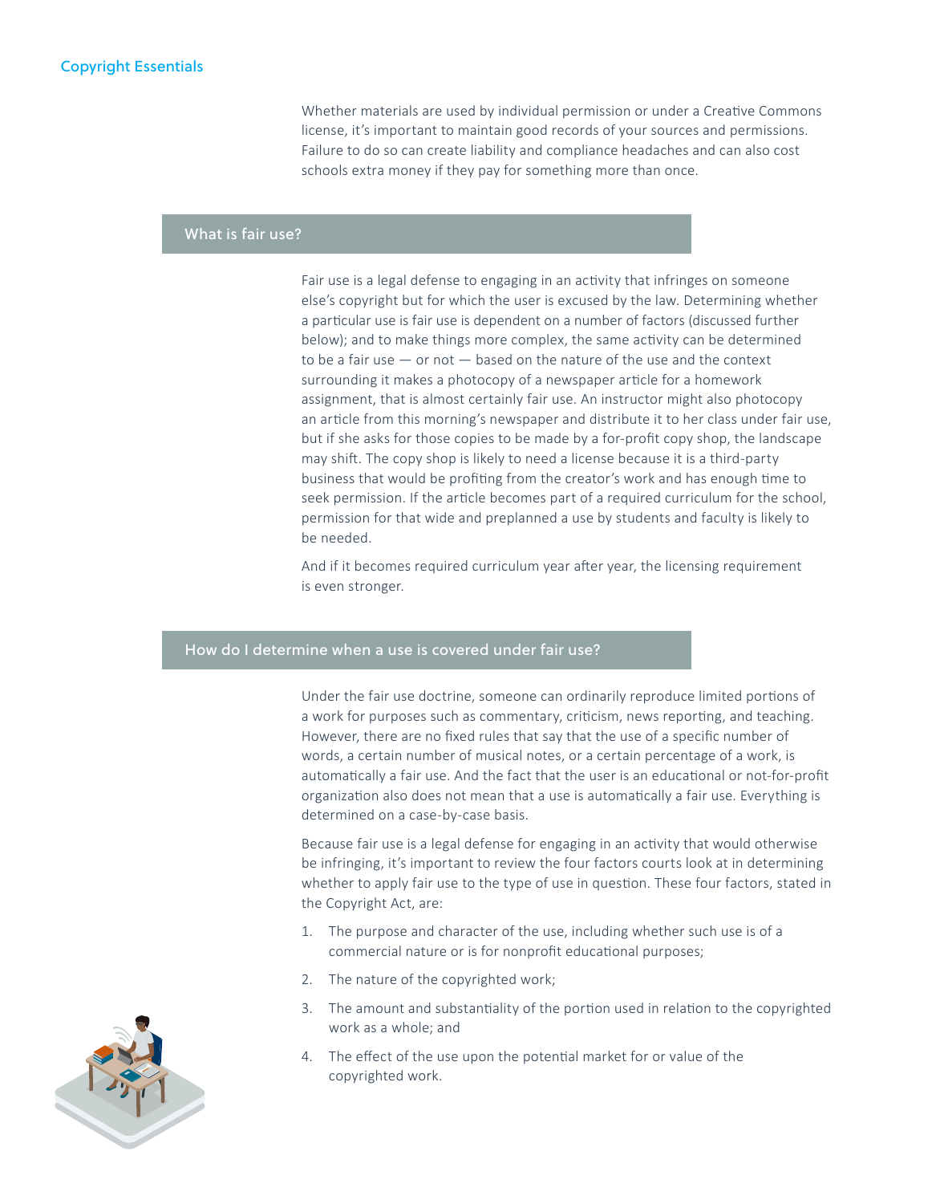Whether materials are used by individual permission or under a Creative Commons license, it's important to maintain good records of your sources and permissions. Failure to do so can create liability and compliance headaches and can also cost schools extra money if they pay for something more than once.

## What is fair use?

Fair use is a legal defense to engaging in an activity that infringes on someone else's copyright but for which the user is excused by the law. Determining whether a particular use is fair use is dependent on a number of factors (discussed further below); and to make things more complex, the same activity can be determined to be a fair use — or not — based on the nature of the use and the context surrounding it makes a photocopy of a newspaper article for a homework assignment, that is almost certainly fair use. An instructor might also photocopy an article from this morning's newspaper and distribute it to her class under fair use, but if she asks for those copies to be made by a for-profit copy shop, the landscape may shift. The copy shop is likely to need a license because it is a third-party business that would be profiting from the creator's work and has enough time to seek permission. If the article becomes part of a required curriculum for the school, permission for that wide and preplanned a use by students and faculty is likely to be needed.

And if it becomes required curriculum year after year, the licensing requirement is even stronger.

## How do I determine when a use is covered under fair use?

Under the fair use doctrine, someone can ordinarily reproduce limited portions of a work for purposes such as commentary, criticism, news reporting, and teaching. However, there are no fixed rules that say that the use of a specific number of words, a certain number of musical notes, or a certain percentage of a work, is automatically a fair use. And the fact that the user is an educational or not-for-profit organization also does not mean that a use is automatically a fair use. Everything is determined on a case-by-case basis.

Because fair use is a legal defense for engaging in an activity that would otherwise be infringing, it's important to review the four factors courts look at in determining whether to apply fair use to the type of use in question. These four factors, stated in the Copyright Act, are:

1. The purpose and character of the use, including whether such use is of a commercial nature or is for nonprofit educational purposes;
2. The nature of the copyrighted work;
3. The amount and substantiality of the portion used in relation to the copyrighted work as a whole; and
4. The effect of the use upon the potential market for or value of the copyrighted work.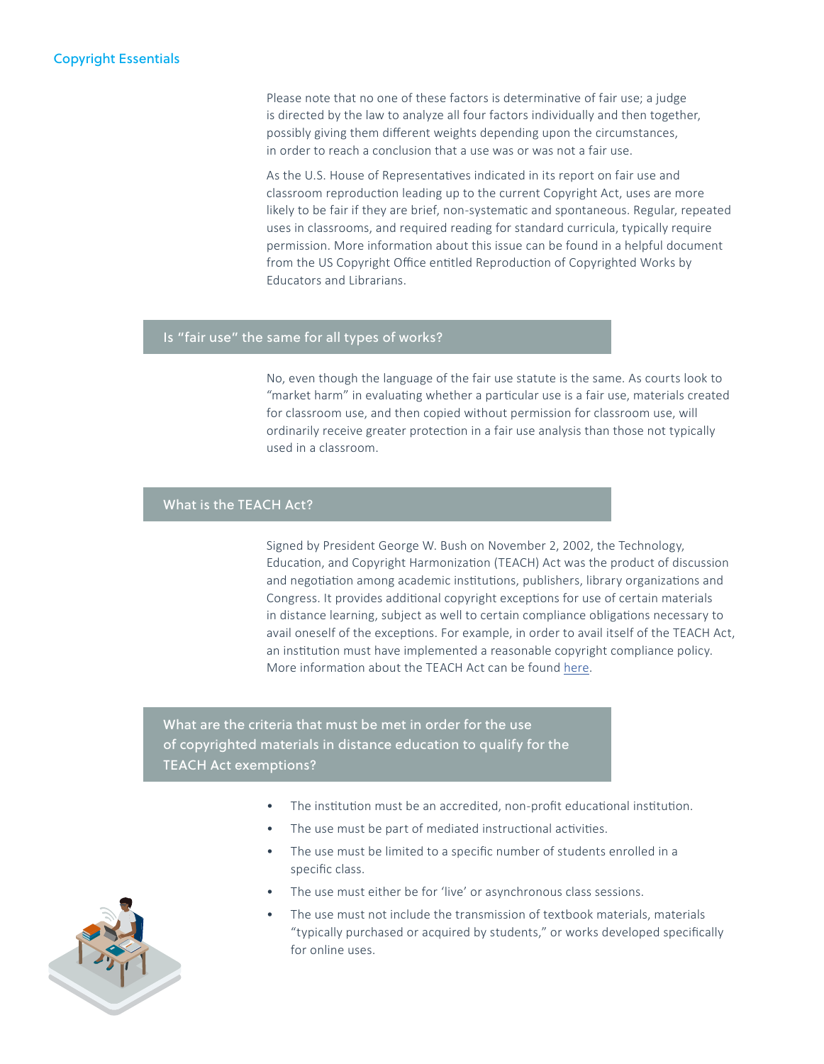Please note that no one of these factors is determinative of fair use; a judge is directed by the law to analyze all four factors individually and then together, possibly giving them different weights depending upon the circumstances, in order to reach a conclusion that a use was or was not a fair use.

As the U.S. House of Representatives indicated in its report on fair use and classroom reproduction leading up to the current Copyright Act, uses are more likely to be fair if they are brief, non-systematic and spontaneous. Regular, repeated uses in classrooms, and required reading for standard curricula, typically require permission. More information about this issue can be found in a helpful document from the US Copyright Office entitled Reproduction of Copyrighted Works by Educators and Librarians.

## Is "fair use" the same for all types of works?

No, even though the language of the fair use statute is the same. As courts look to "market harm" in evaluating whether a particular use is a fair use, materials created for classroom use, and then copied without permission for classroom use, will ordinarily receive greater protection in a fair use analysis than those not typically used in a classroom.

## What is the TEACH Act?

Signed by President George W. Bush on November 2, 2002, the Technology, Education, and Copyright Harmonization (TEACH) Act was the product of discussion and negotiation among academic institutions, publishers, library organizations and Congress. It provides additional copyright exceptions for use of certain materials in distance learning, subject as well to certain compliance obligations necessary to avail oneself of the exceptions. For example, in order to avail itself of the TEACH Act, an institution must have implemented a reasonable copyright compliance policy. More information about the TEACH Act can be found here.

## What are the criteria that must be met in order for the use of copyrighted materials in distance education to qualify for the TEACH Act exemptions?

- The institution must be an accredited, non-profit educational institution.
- The use must be part of mediated instructional activities.
- The use must be limited to a specific number of students enrolled in a specific class.
- The use must either be for 'live' or asynchronous class sessions.
- The use must not include the transmission of textbook materials, materials "typically purchased or acquired by students," or works developed specifically for online uses.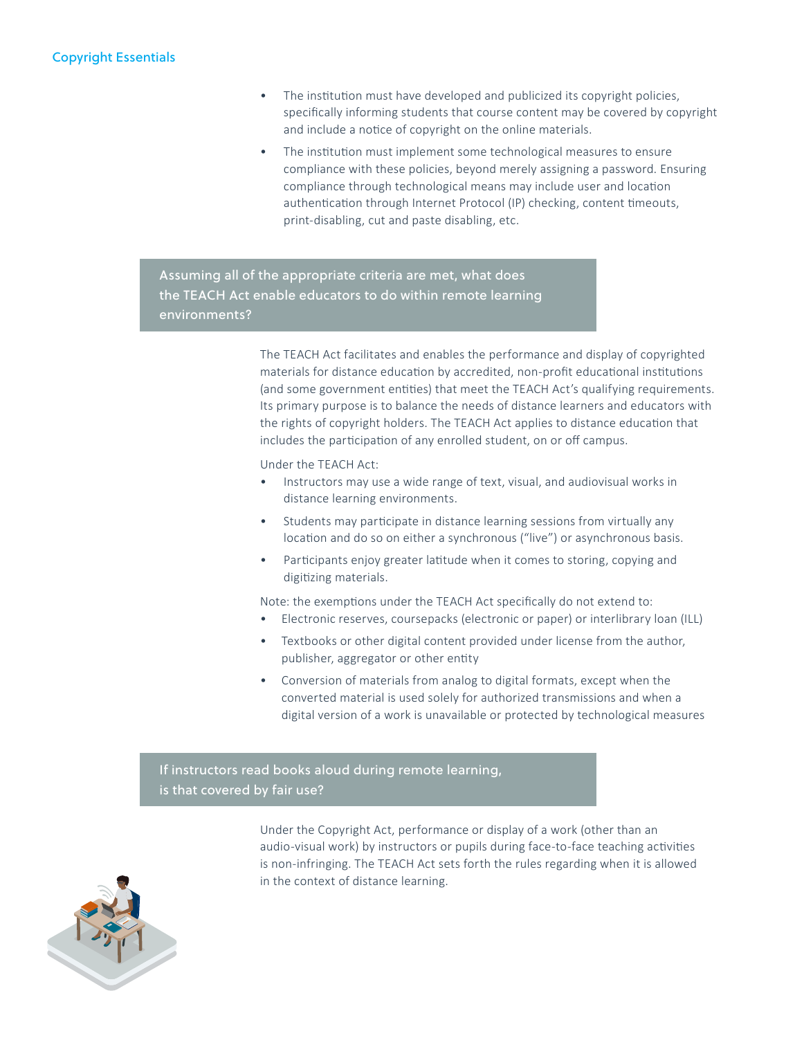- The institution must have developed and publicized its copyright policies, specifically informing students that course content may be covered by copyright and include a notice of copyright on the online materials.
- The institution must implement some technological measures to ensure compliance with these policies, beyond merely assigning a password. Ensuring compliance through technological means may include user and location authentication through Internet Protocol (IP) checking, content timeouts, print-disabling, cut and paste disabling, etc.

## Assuming all of the appropriate criteria are met, what does the TEACH Act enable educators to do within remote learning environments?

The TEACH Act facilitates and enables the performance and display of copyrighted materials for distance education by accredited, non-profit educational institutions (and some government entities) that meet the TEACH Act's qualifying requirements. Its primary purpose is to balance the needs of distance learners and educators with the rights of copyright holders. The TEACH Act applies to distance education that includes the participation of any enrolled student, on or off campus.

Under the TEACH Act:

- Instructors may use a wide range of text, visual, and audiovisual works in distance learning environments.
- Students may participate in distance learning sessions from virtually any location and do so on either a synchronous ("live") or asynchronous basis.
- Participants enjoy greater latitude when it comes to storing, copying and digitizing materials.

Note: the exemptions under the TEACH Act specifically do not extend to:

- Electronic reserves, coursepacks (electronic or paper) or interlibrary loan (ILL)
- Textbooks or other digital content provided under license from the author, publisher, aggregator or other entity
- Conversion of materials from analog to digital formats, except when the converted material is used solely for authorized transmissions and when a digital version of a work is unavailable or protected by technological measures

## If instructors read books aloud during remote learning, is that covered by fair use?

Under the Copyright Act, performance or display of a work (other than an audio-visual work) by instructors or pupils during face-to-face teaching activities is non-infringing. The TEACH Act sets forth the rules regarding when it is allowed in the context of distance learning.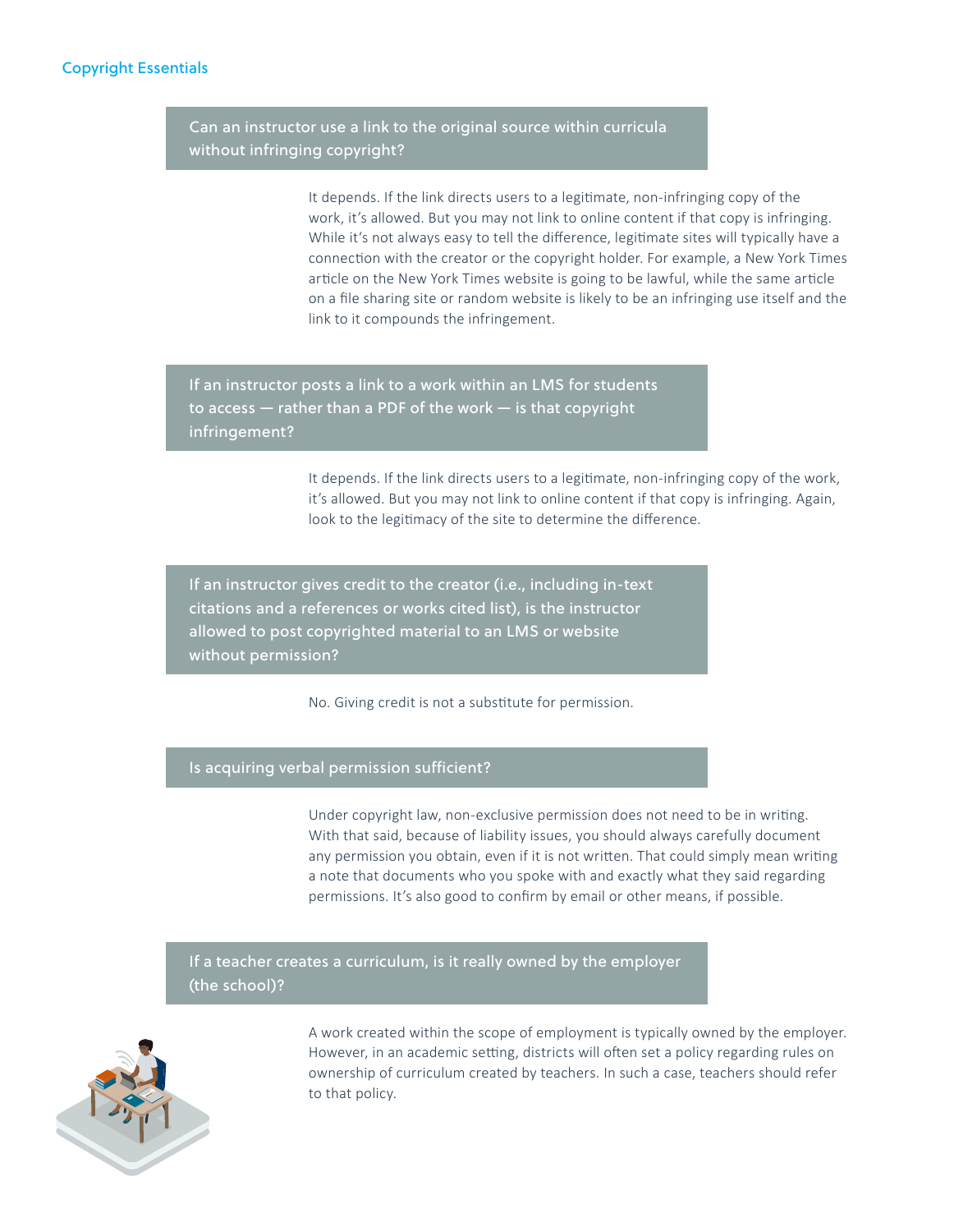### Can an instructor use a link to the original source within curricula without infringing copyright?

It depends. If the link directs users to a legitimate, non-infringing copy of the work, it's allowed. But you may not link to online content if that copy is infringing. While it's not always easy to tell the difference, legitimate sites will typically have a connection with the creator or the copyright holder. For example, a New York Times article on the New York Times website is going to be lawful, while the same article on a file sharing site or random website is likely to be an infringing use itself and the link to it compounds the infringement.

### If an instructor posts a link to a work within an LMS for students to access — rather than a PDF of the work — is that copyright infringement?

It depends. If the link directs users to a legitimate, non-infringing copy of the work, it's allowed. But you may not link to online content if that copy is infringing. Again, look to the legitimacy of the site to determine the difference.

### If an instructor gives credit to the creator (i.e., including in-text citations and a references or works cited list), is the instructor allowed to post copyrighted material to an LMS or website without permission?

No. Giving credit is not a substitute for permission.

### Is acquiring verbal permission sufficient?

Under copyright law, non-exclusive permission does not need to be in writing. With that said, because of liability issues, you should always carefully document any permission you obtain, even if it is not written. That could simply mean writing a note that documents who you spoke with and exactly what they said regarding permissions. It's also good to confirm by email or other means, if possible.

### If a teacher creates a curriculum, is it really owned by the employer (the school)?

A work created within the scope of employment is typically owned by the employer. However, in an academic setting, districts will often set a policy regarding rules on ownership of curriculum created by teachers. In such a case, teachers should refer to that policy.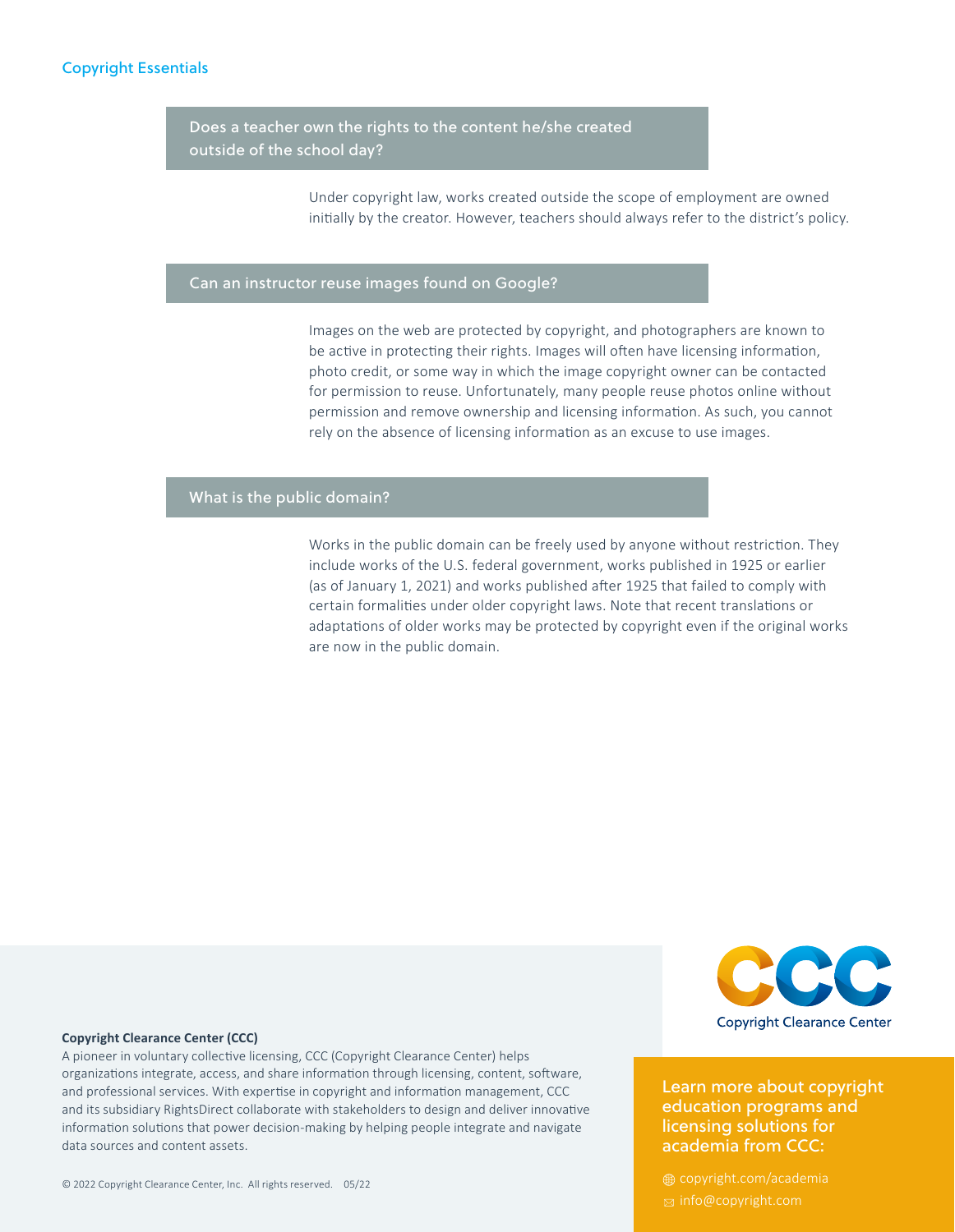### Does a teacher own the rights to the content he/she created outside of the school day?

Under copyright law, works created outside the scope of employment are owned initially by the creator. However, teachers should always refer to the district's policy.

### Can an instructor reuse images found on Google?

Images on the web are protected by copyright, and photographers are known to be active in protecting their rights. Images will often have licensing information, photo credit, or some way in which the image copyright owner can be contacted for permission to reuse. Unfortunately, many people reuse photos online without permission and remove ownership and licensing information. As such, you cannot rely on the absence of licensing information as an excuse to use images.

### What is the public domain?

Works in the public domain can be freely used by anyone without restriction. They include works of the U.S. federal government, works published in 1925 or earlier (as of January 1, 2021) and works published after 1925 that failed to comply with certain formalities under older copyright laws. Note that recent translations or adaptations of older works may be protected by copyright even if the original works are now in the public domain.

**Copyright Clearance Center (CCC)**
A pioneer in voluntary collective licensing, CCC (Copyright Clearance Center) helps organizations integrate, access, and share information through licensing, content, software, and professional services. With expertise in copyright and information management, CCC and its subsidiary RightsDirect collaborate with stakeholders to design and deliver innovative information solutions that power decision-making by helping people integrate and navigate data sources and content assets.

© 2022 Copyright Clearance Center, Inc. All rights reserved. 05/22

Copyright Clearance Center

Learn more about copyright education programs and licensing solutions for academia from CCC:

- copyright.com/academia
- info@copyright.com